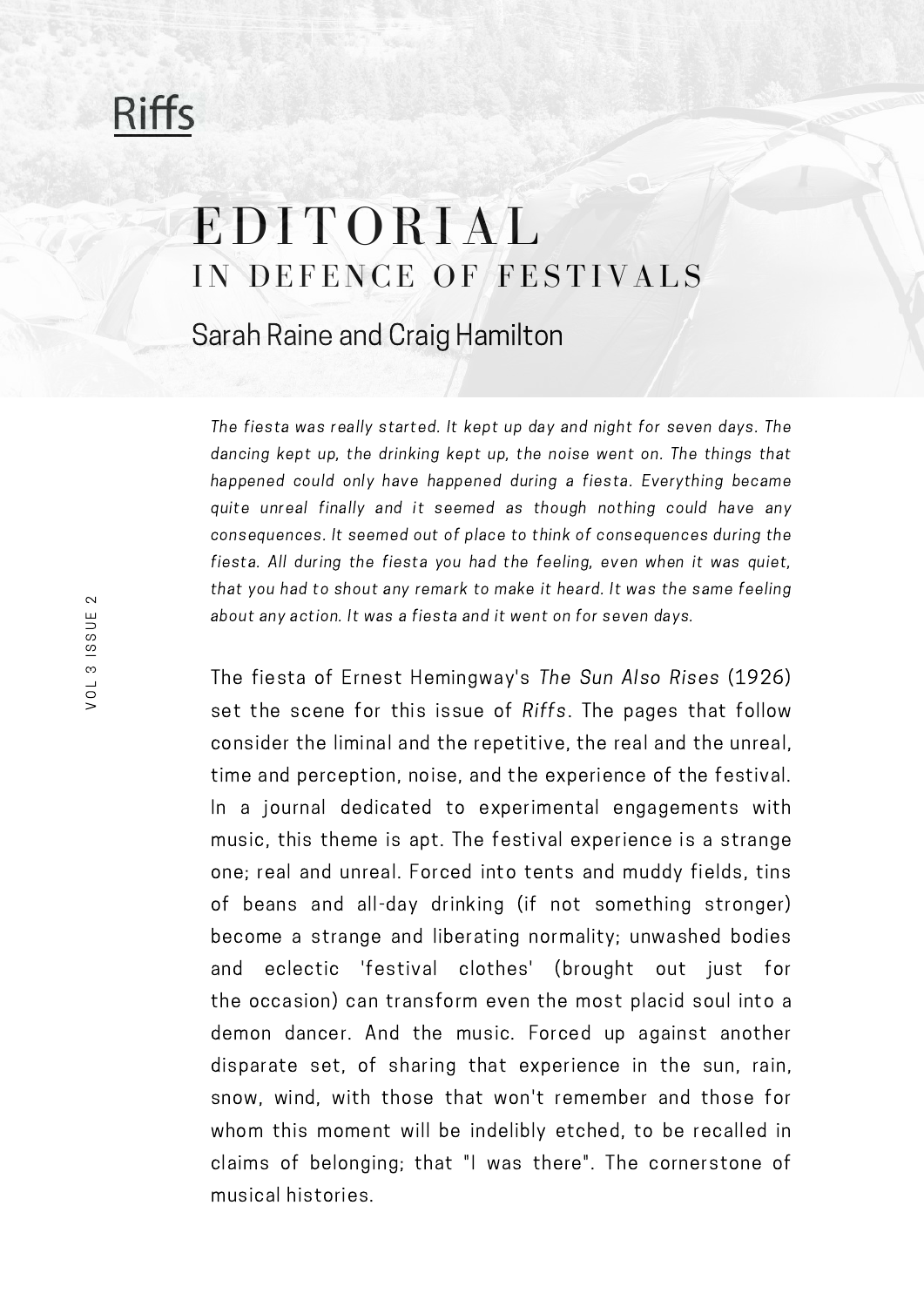# EDITORIAL
## IN DEFENCE OF FESTIVALS

Sarah Raine and Craig Hamilton

*The fiesta was really started. It kept up day and night for seven days. The dancing kept up, the drinking kept up, the noise went on. The things that happened could only have happened during a fiesta. Everything became quite unreal finally and it seemed as though nothing could have any consequences. It seemed out of place to think of consequences during the fiesta. All during the fiesta you had the feeling, even when it was quiet, that you had to shout any remark to make it heard. It was the same feeling about any action. It was a fiesta and it went on for seven days.*

The fiesta of Ernest Hemingway's *The Sun Also Rises* (1926) set the scene for this issue of *Riffs*. The pages that follow consider the liminal and the repetitive, the real and the unreal, time and perception, noise, and the experience of the festival. In a journal dedicated to experimental engagements with music, this theme is apt. The festival experience is a strange one; real and unreal. Forced into tents and muddy fields, tins of beans and all-day drinking (if not something stronger) become a strange and liberating normality; unwashed bodies and eclectic 'festival clothes' (brought out just for the occasion) can transform even the most placid soul into a demon dancer. And the music. Forced up against another disparate set, of sharing that experience in the sun, rain, snow, wind, with those that won't remember and those for whom this moment will be indelibly etched, to be recalled in claims of belonging; that "I was there". The cornerstone of musical histories.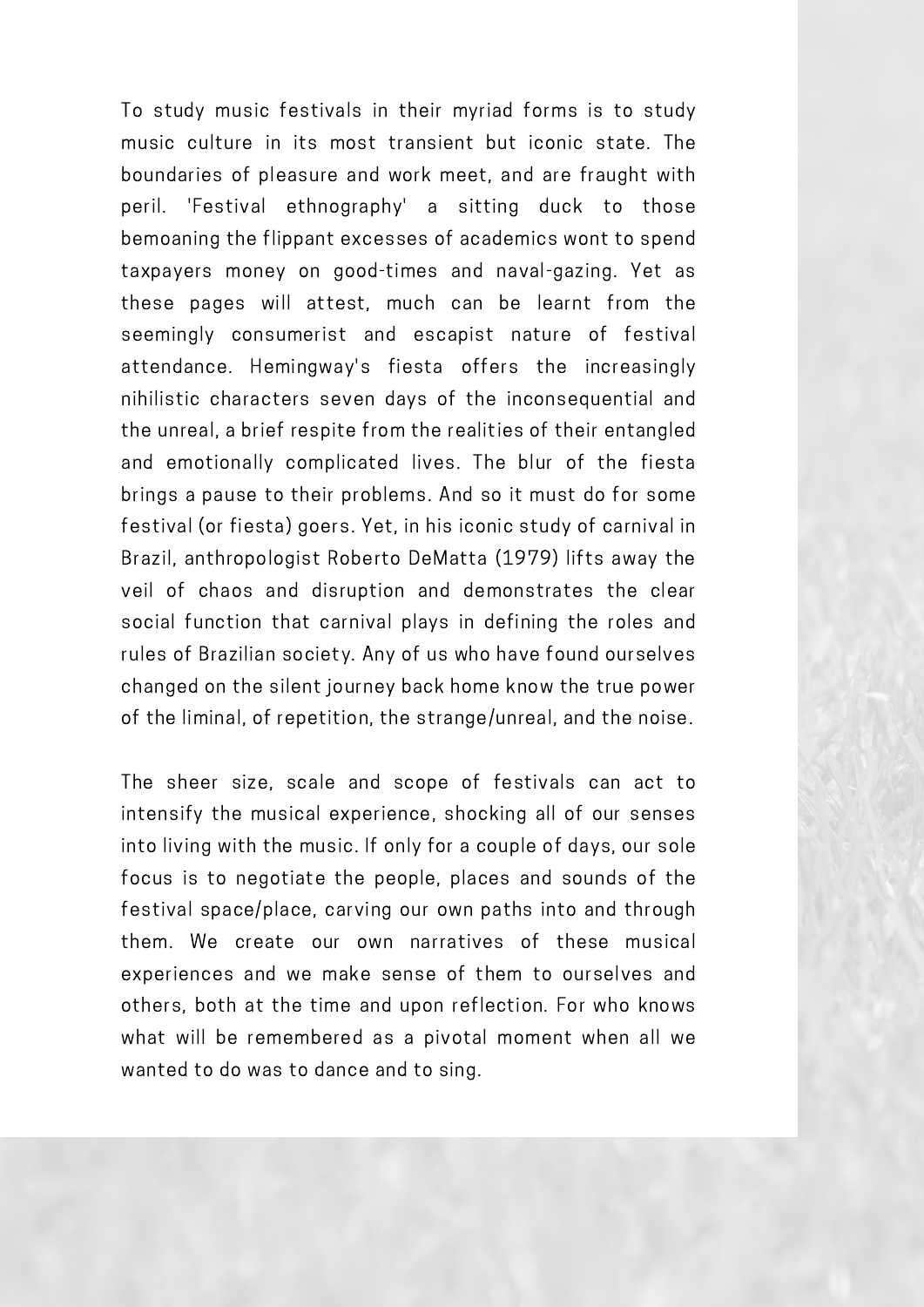To study music festivals in their myriad forms is to study music culture in its most transient but iconic state. The boundaries of pleasure and work meet, and are fraught with peril. 'Festival ethnography' a sitting duck to those bemoaning the flippant excesses of academics wont to spend taxpayers money on good-times and naval-gazing. Yet as these pages will attest, much can be learnt from the seemingly consumerist and escapist nature of festival attendance. Hemingway's fiesta offers the increasingly nihilistic characters seven days of the inconsequential and the unreal, a brief respite from the realities of their entangled and emotionally complicated lives. The blur of the fiesta brings a pause to their problems. And so it must do for some festival (or fiesta) goers. Yet, in his iconic study of carnival in Brazil, anthropologist Roberto DeMatta (1979) lifts away the veil of chaos and disruption and demonstrates the clear social function that carnival plays in defining the roles and rules of Brazilian society. Any of us who have found ourselves changed on the silent journey back home know the true power of the liminal, of repetition, the strange/unreal, and the noise.

The sheer size, scale and scope of festivals can act to intensify the musical experience, shocking all of our senses into living with the music. If only for a couple of days, our sole focus is to negotiate the people, places and sounds of the festival space/place, carving our own paths into and through them. We create our own narratives of these musical experiences and we make sense of them to ourselves and others, both at the time and upon reflection. For who knows what will be remembered as a pivotal moment when all we wanted to do was to dance and to sing.